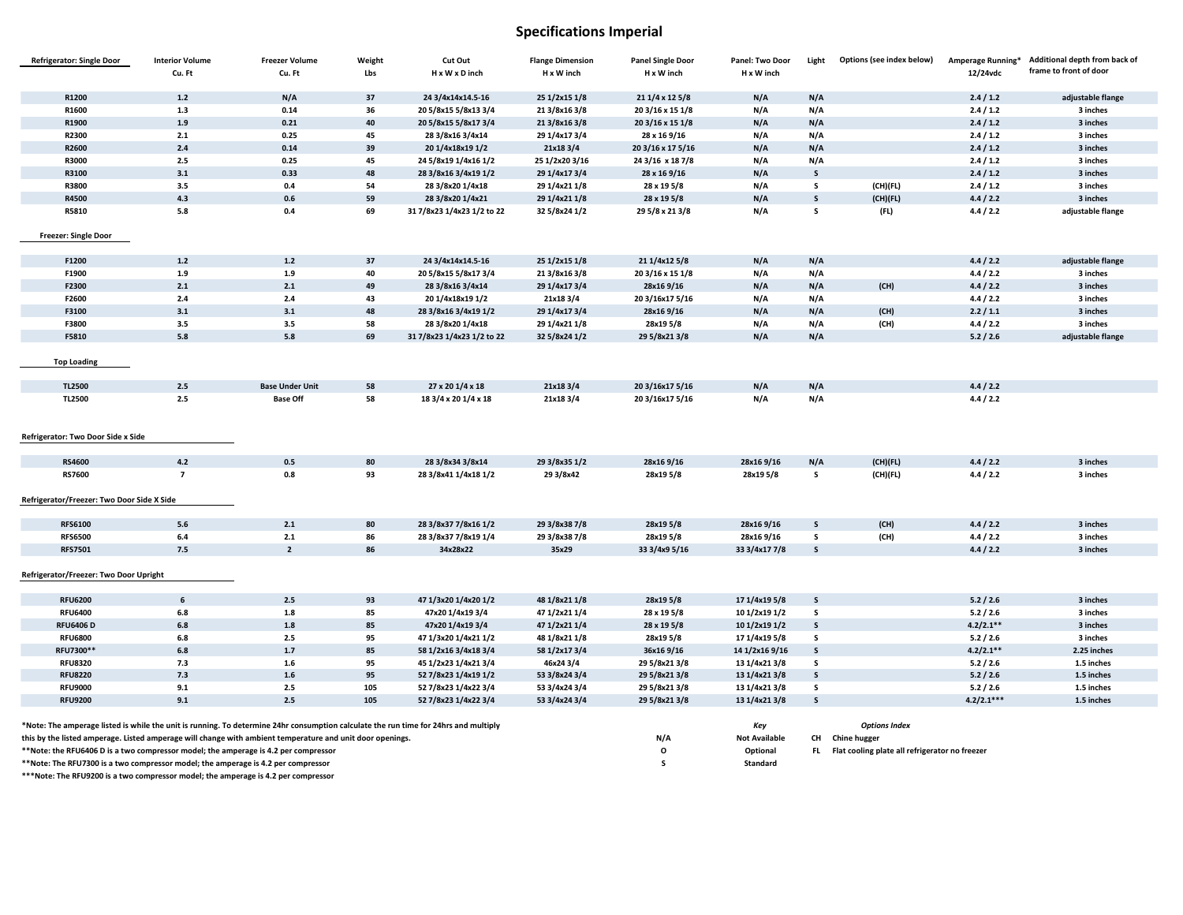# Specifications Imperial

| Refrigerator: Single Door | Interior Volume Cu. Ft | Freezer Volume Cu. Ft | Weight Lbs | Cut Out H x W x D inch | Flange Dimension H x W inch | Panel Single Door H x W inch | Panel: Two Door H x W inch | Light | Options (see index below) | Amperage Running* 12/24vdc | Additional depth from back of frame to front of door |
|---|---|---|---|---|---|---|---|---|---|---|---|
| R1200 | 1.2 | N/A | 37 | 24 3/4x14x14.5-16 | 25 1/2x15 1/8 | 21 1/4 x 12 5/8 | N/A | N/A | | 2.4 / 1.2 | adjustable flange |
| R1600 | 1.3 | 0.14 | 36 | 20 5/8x15 5/8x13 3/4 | 21 3/8x16 3/8 | 20 3/16 x 15 1/8 | N/A | N/A | | 2.4 / 1.2 | 3 inches |
| R1900 | 1.9 | 0.21 | 40 | 20 5/8x15 5/8x17 3/4 | 21 3/8x16 3/8 | 20 3/16 x 15 1/8 | N/A | N/A | | 2.4 / 1.2 | 3 inches |
| R2300 | 2.1 | 0.25 | 45 | 28 3/8x16 3/4x14 | 29 1/4x17 3/4 | 28 x 16 9/16 | N/A | N/A | | 2.4 / 1.2 | 3 inches |
| R2600 | 2.4 | 0.14 | 39 | 20 1/4x18x19 1/2 | 21x18 3/4 | 20 3/16 x 17 5/16 | N/A | N/A | | 2.4 / 1.2 | 3 inches |
| R3000 | 2.5 | 0.25 | 45 | 24 5/8x19 1/4x16 1/2 | 25 1/2x20 3/16 | 24 3/16 x 18 7/8 | N/A | N/A | | 2.4 / 1.2 | 3 inches |
| R3100 | 3.1 | 0.33 | 48 | 28 3/8x16 3/4x19 1/2 | 29 1/4x17 3/4 | 28 x 16 9/16 | N/A | S | | 2.4 / 1.2 | 3 inches |
| R3800 | 3.5 | 0.4 | 54 | 28 3/8x20 1/4x18 | 29 1/4x21 1/8 | 28 x 19 5/8 | N/A | S | (CH)(FL) | 2.4 / 1.2 | 3 inches |
| R4500 | 4.3 | 0.6 | 59 | 28 3/8x20 1/4x21 | 29 1/4x21 1/8 | 28 x 19 5/8 | N/A | S | (CH)(FL) | 4.4 / 2.2 | 3 inches |
| R5810 | 5.8 | 0.4 | 69 | 31 7/8x23 1/4x23 1/2 to 22 | 32 5/8x24 1/2 | 29 5/8 x 21 3/8 | N/A | S | (FL) | 4.4 / 2.2 | adjustable flange |
| **Freezer: Single Door** | | | | | | | | | | | |
| F1200 | 1.2 | 1.2 | 37 | 24 3/4x14x14.5-16 | 25 1/2x15 1/8 | 21 1/4x12 5/8 | N/A | N/A | | 4.4 / 2.2 | adjustable flange |
| F1900 | 1.9 | 1.9 | 40 | 20 5/8x15 5/8x17 3/4 | 21 3/8x16 3/8 | 20 3/16 x 15 1/8 | N/A | N/A | | 4.4 / 2.2 | 3 inches |
| F2300 | 2.1 | 2.1 | 49 | 28 3/8x16 3/4x14 | 29 1/4x17 3/4 | 28x16 9/16 | N/A | N/A | (CH) | 4.4 / 2.2 | 3 inches |
| F2600 | 2.4 | 2.4 | 43 | 20 1/4x18x19 1/2 | 21x18 3/4 | 20 3/16x17 5/16 | N/A | N/A | | 4.4 / 2.2 | 3 inches |
| F3100 | 3.1 | 3.1 | 48 | 28 3/8x16 3/4x19 1/2 | 29 1/4x17 3/4 | 28x16 9/16 | N/A | N/A | (CH) | 2.2 / 1.1 | 3 inches |
| F3800 | 3.5 | 3.5 | 58 | 28 3/8x20 1/4x18 | 29 1/4x21 1/8 | 28x19 5/8 | N/A | N/A | (CH) | 4.4 / 2.2 | 3 inches |
| F5810 | 5.8 | 5.8 | 69 | 31 7/8x23 1/4x23 1/2 to 22 | 32 5/8x24 1/2 | 29 5/8x21 3/8 | N/A | N/A | | 5.2 / 2.6 | adjustable flange |
| **Top Loading** | | | | | | | | | | | |
| TL2500 | 2.5 | Base Under Unit | 58 | 27 x 20 1/4 x 18 | 21x18 3/4 | 20 3/16x17 5/16 | N/A | N/A | | 4.4 / 2.2 | |
| TL2500 | 2.5 | Base Off | 58 | 18 3/4 x 20 1/4 x 18 | 21x18 3/4 | 20 3/16x17 5/16 | N/A | N/A | | 4.4 / 2.2 | |
| **Refrigerator: Two Door Side x Side** | | | | | | | | | | | |
| RS4600 | 4.2 | 0.5 | 80 | 28 3/8x34 3/8x14 | 29 3/8x35 1/2 | 28x16 9/16 | 28x16 9/16 | N/A | (CH)(FL) | 4.4 / 2.2 | 3 inches |
| RS7600 | 7 | 0.8 | 93 | 28 3/8x41 1/4x18 1/2 | 29 3/8x42 | 28x19 5/8 | 28x19 5/8 | S | (CH)(FL) | 4.4 / 2.2 | 3 inches |
| **Refrigerator/Freezer: Two Door Side X Side** | | | | | | | | | | | |
| RFS6100 | 5.6 | 2.1 | 80 | 28 3/8x37 7/8x16 1/2 | 29 3/8x38 7/8 | 28x19 5/8 | 28x16 9/16 | S | (CH) | 4.4 / 2.2 | 3 inches |
| RFS6500 | 6.4 | 2.1 | 86 | 28 3/8x37 7/8x19 1/4 | 29 3/8x38 7/8 | 28x19 5/8 | 28x16 9/16 | S | (CH) | 4.4 / 2.2 | 3 inches |
| RFS7501 | 7.5 | 2 | 86 | 34x28x22 | 35x29 | 33 3/4x9 5/16 | 33 3/4x17 7/8 | S | | 4.4 / 2.2 | 3 inches |
| **Refrigerator/Freezer: Two Door Upright** | | | | | | | | | | | |
| RFU6200 | 6 | 2.5 | 93 | 47 1/3x20 1/4x20 1/2 | 48 1/8x21 1/8 | 28x19 5/8 | 17 1/4x19 5/8 | S | | 5.2 / 2.6 | 3 inches |
| RFU6400 | 6.8 | 1.8 | 85 | 47x20 1/4x19 3/4 | 47 1/2x21 1/4 | 28 x 19 5/8 | 10 1/2x19 1/2 | S | | 5.2 / 2.6 | 3 inches |
| RFU6406 D | 6.8 | 1.8 | 85 | 47x20 1/4x19 3/4 | 47 1/2x21 1/4 | 28 x 19 5/8 | 10 1/2x19 1/2 | S | | 4.2/2.1** | 3 inches |
| RFU6800 | 6.8 | 2.5 | 95 | 47 1/3x20 1/4x21 1/2 | 48 1/8x21 1/8 | 28x19 5/8 | 17 1/4x19 5/8 | S | | 5.2 / 2.6 | 3 inches |
| RFU7300** | 6.8 | 1.7 | 85 | 58 1/2x16 3/4x18 3/4 | 58 1/2x17 3/4 | 36x16 9/16 | 14 1/2x16 9/16 | S | | 4.2/2.1** | 2.25 inches |
| RFU8320 | 7.3 | 1.6 | 95 | 45 1/2x23 1/4x21 3/4 | 46x24 3/4 | 29 5/8x21 3/8 | 13 1/4x21 3/8 | S | | 5.2 / 2.6 | 1.5 inches |
| RFU8220 | 7.3 | 1.6 | 95 | 52 7/8x23 1/4x19 1/2 | 53 3/8x24 3/4 | 29 5/8x21 3/8 | 13 1/4x21 3/8 | S | | 5.2 / 2.6 | 1.5 inches |
| RFU9000 | 9.1 | 2.5 | 105 | 52 7/8x23 1/4x22 3/4 | 53 3/4x24 3/4 | 29 5/8x21 3/8 | 13 1/4x21 3/8 | S | | 5.2 / 2.6 | 1.5 inches |
| RFU9200 | 9.1 | 2.5 | 105 | 52 7/8x23 1/4x22 3/4 | 53 3/4x24 3/4 | 29 5/8x21 3/8 | 13 1/4x21 3/8 | S | | 4.2/2.1*** | 1.5 inches |

*Note: The amperage listed is while the unit is running. To determine 24hr consumption calculate the run time for 24hrs and multiply this by the listed amperage. Listed amperage will change with ambient temperature and unit door openings.

**Note: the RFU6406 D is a two compressor model; the amperage is 4.2 per compressor

**Note: The RFU7300 is a two compressor model; the amperage is 4.2 per compressor

***Note: The RFU9200 is a two compressor model; the amperage is 4.2 per compressor

| | Key |
|---|---|
| N/A | Not Available |
| O | Optional |
| S | Standard |

| | Options Index |
|---|---|
| CH | Chine hugger |
| FL | Flat cooling plate all refrigerator no freezer |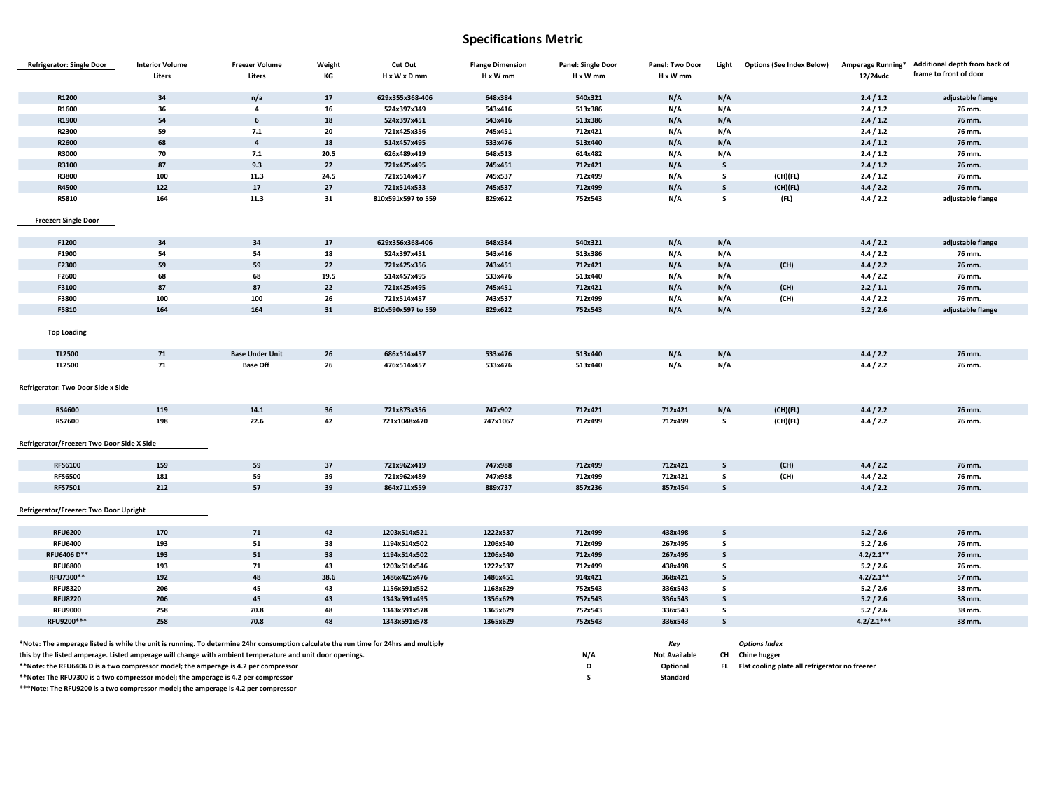# Specifications Metric

| Refrigerator: Single Door | Interior Volume Liters | Freezer Volume Liters | Weight KG | Cut Out H x W x D mm | Flange Dimension H x W mm | Panel: Single Door H x W mm | Panel: Two Door H x W mm | Light | Options (See Index Below) | Amperage Running* 12/24vdc | Additional depth from back of frame to front of door |
|---|---|---|---|---|---|---|---|---|---|---|---|
| R1200 | 34 | n/a | 17 | 629x355x368-406 | 648x384 | 540x321 | N/A | N/A | | 2.4 / 1.2 | adjustable flange |
| R1600 | 36 | 4 | 16 | 524x397x349 | 543x416 | 513x386 | N/A | N/A | | 2.4 / 1.2 | 76 mm. |
| R1900 | 54 | 6 | 18 | 524x397x451 | 543x416 | 513x386 | N/A | N/A | | 2.4 / 1.2 | 76 mm. |
| R2300 | 59 | 7.1 | 20 | 721x425x356 | 745x451 | 712x421 | N/A | N/A | | 2.4 / 1.2 | 76 mm. |
| R2600 | 68 | 4 | 18 | 514x457x495 | 533x476 | 513x440 | N/A | N/A | | 2.4 / 1.2 | 76 mm. |
| R3000 | 70 | 7.1 | 20.5 | 626x489x419 | 648x513 | 614x482 | N/A | N/A | | 2.4 / 1.2 | 76 mm. |
| R3100 | 87 | 9.3 | 22 | 721x425x495 | 745x451 | 712x421 | N/A | S | | 2.4 / 1.2 | 76 mm. |
| R3800 | 100 | 11.3 | 24.5 | 721x514x457 | 745x537 | 712x499 | N/A | S | (CH)(FL) | 2.4 / 1.2 | 76 mm. |
| R4500 | 122 | 17 | 27 | 721x514x533 | 745x537 | 712x499 | N/A | S | (CH)(FL) | 4.4 / 2.2 | 76 mm. |
| R5810 | 164 | 11.3 | 31 | 810x591x597 to 559 | 829x622 | 752x543 | N/A | S | (FL) | 4.4 / 2.2 | adjustable flange |
| **Freezer: Single Door** | | | | | | | | | | | |
| F1200 | 34 | 34 | 17 | 629x356x368-406 | 648x384 | 540x321 | N/A | N/A | | 4.4 / 2.2 | adjustable flange |
| F1900 | 54 | 54 | 18 | 524x397x451 | 543x416 | 513x386 | N/A | N/A | | 4.4 / 2.2 | 76 mm. |
| F2300 | 59 | 59 | 22 | 721x425x356 | 743x451 | 712x421 | N/A | N/A | (CH) | 4.4 / 2.2 | 76 mm. |
| F2600 | 68 | 68 | 19.5 | 514x457x495 | 533x476 | 513x440 | N/A | N/A | | 4.4 / 2.2 | 76 mm. |
| F3100 | 87 | 87 | 22 | 721x425x495 | 745x451 | 712x421 | N/A | N/A | (CH) | 2.2 / 1.1 | 76 mm. |
| F3800 | 100 | 100 | 26 | 721x514x457 | 743x537 | 712x499 | N/A | N/A | (CH) | 4.4 / 2.2 | 76 mm. |
| F5810 | 164 | 164 | 31 | 810x590x597 to 559 | 829x622 | 752x543 | N/A | N/A | | 5.2 / 2.6 | adjustable flange |
| **Top Loading** | | | | | | | | | | | |
| TL2500 | 71 | Base Under Unit | 26 | 686x514x457 | 533x476 | 513x440 | N/A | N/A | | 4.4 / 2.2 | 76 mm. |
| TL2500 | 71 | Base Off | 26 | 476x514x457 | 533x476 | 513x440 | N/A | N/A | | 4.4 / 2.2 | 76 mm. |
| **Refrigerator: Two Door Side x Side** | | | | | | | | | | | |
| RS4600 | 119 | 14.1 | 36 | 721x873x356 | 747x902 | 712x421 | 712x421 | N/A | (CH)(FL) | 4.4 / 2.2 | 76 mm. |
| RS7600 | 198 | 22.6 | 42 | 721x1048x470 | 747x1067 | 712x499 | 712x499 | S | (CH)(FL) | 4.4 / 2.2 | 76 mm. |
| **Refrigerator/Freezer: Two Door Side X Side** | | | | | | | | | | | |
| RFS6100 | 159 | 59 | 37 | 721x962x419 | 747x988 | 712x499 | 712x421 | S | (CH) | 4.4 / 2.2 | 76 mm. |
| RFS6500 | 181 | 59 | 39 | 721x962x489 | 747x988 | 712x499 | 712x421 | S | (CH) | 4.4 / 2.2 | 76 mm. |
| RFS7501 | 212 | 57 | 39 | 864x711x559 | 889x737 | 857x236 | 857x454 | S | | 4.4 / 2.2 | 76 mm. |
| **Refrigerator/Freezer: Two Door Upright** | | | | | | | | | | | |
| RFU6200 | 170 | 71 | 42 | 1203x514x521 | 1222x537 | 712x499 | 438x498 | S | | 5.2 / 2.6 | 76 mm. |
| RFU6400 | 193 | 51 | 38 | 1194x514x502 | 1206x540 | 712x499 | 267x495 | S | | 5.2 / 2.6 | 76 mm. |
| RFU6406 D** | 193 | 51 | 38 | 1194x514x502 | 1206x540 | 712x499 | 267x495 | S | | 4.2/2.1** | 76 mm. |
| RFU6800 | 193 | 71 | 43 | 1203x514x546 | 1222x537 | 712x499 | 438x498 | S | | 5.2 / 2.6 | 76 mm. |
| RFU7300** | 192 | 48 | 38.6 | 1486x425x476 | 1486x451 | 914x421 | 368x421 | S | | 4.2/2.1** | 57 mm. |
| RFU8320 | 206 | 45 | 43 | 1156x591x552 | 1168x629 | 752x543 | 336x543 | S | | 5.2 / 2.6 | 38 mm. |
| RFU8220 | 206 | 45 | 43 | 1343x591x495 | 1356x629 | 752x543 | 336x543 | S | | 5.2 / 2.6 | 38 mm. |
| RFU9000 | 258 | 70.8 | 48 | 1343x591x578 | 1365x629 | 752x543 | 336x543 | S | | 5.2 / 2.6 | 38 mm. |
| RFU9200*** | 258 | 70.8 | 48 | 1343x591x578 | 1365x629 | 752x543 | 336x543 | S | | 4.2/2.1*** | 38 mm. |

*Note: The amperage listed is while the unit is running. To determine 24hr consumption calculate the run time for 24hrs and multiply this by the listed amperage. Listed amperage will change with ambient temperature and unit door openings.

**Note: the RFU6406 D is a two compressor model; the amperage is 4.2 per compressor

**Note: The RFU7300 is a two compressor model; the amperage is 4.2 per compressor

***Note: The RFU9200 is a two compressor model; the amperage is 4.2 per compressor

| | *Key* |
|---|---|
| N/A | Not Available |
| O | Optional |
| S | Standard |

| | *Options Index* |
|---|---|
| CH | Chine hugger |
| FL | Flat cooling plate all refrigerator no freezer |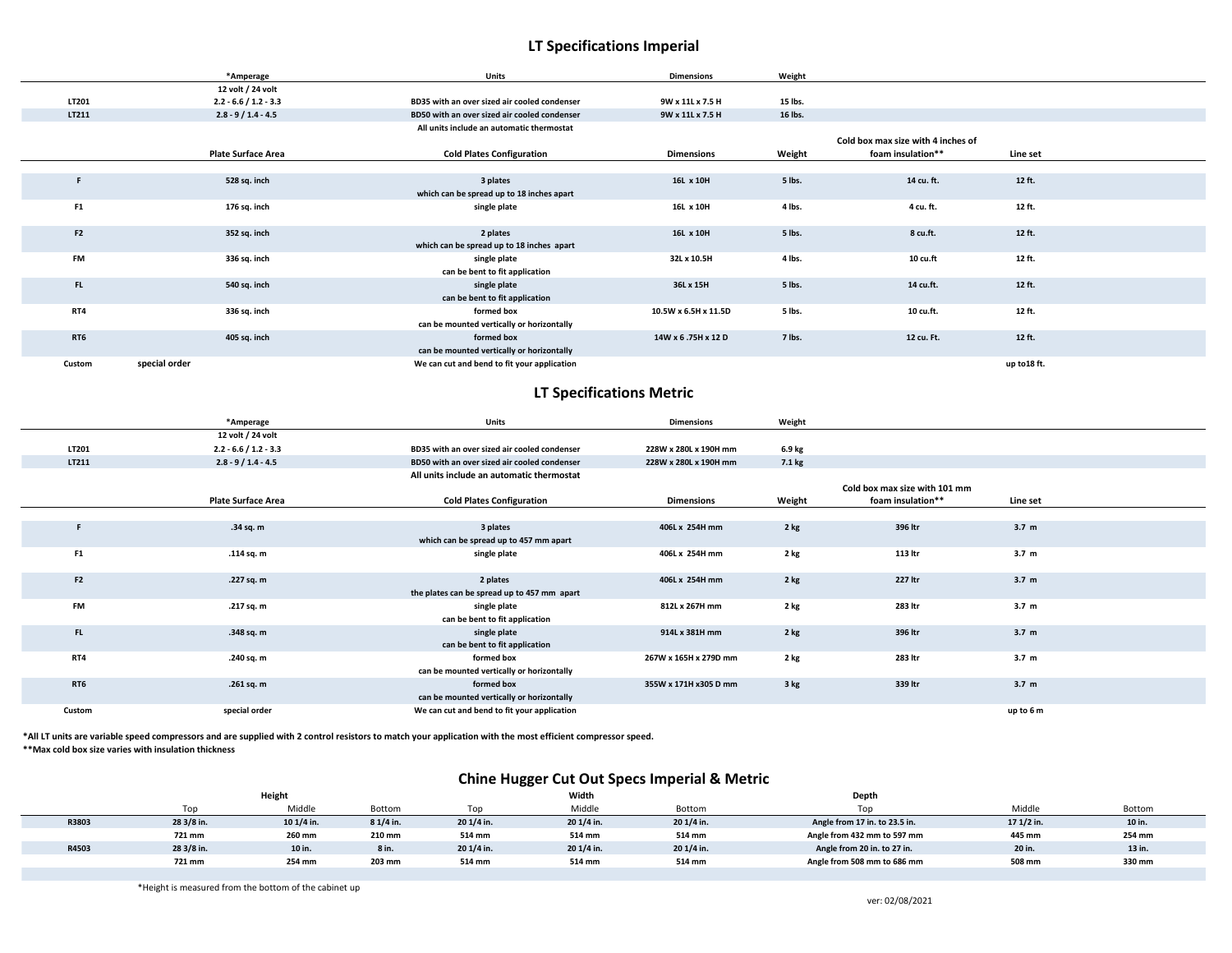## LT Specifications Imperial

| | *Amperage | Units | Dimensions | Weight | | |
|---|---|---|---|---|---|---|
| | 12 volt / 24 volt | | | | | |
| LT201 | 2.2 - 6.6 / 1.2 - 3.3 | BD35 with an over sized air cooled condenser | 9W x 11L x 7.5 H | 15 lbs. | | |
| LT211 | 2.8 - 9 / 1.4 - 4.5 | BD50 with an over sized air cooled condenser | 9W x 11L x 7.5 H | 16 lbs. | | |
| | | All units include an automatic thermostat | | | | |
| | **Plate Surface Area** | **Cold Plates Configuration** | **Dimensions** | **Weight** | **Cold box max size with 4 inches of foam insulation**** | **Line set** |
| F | 528 sq. inch | 3 plates which can be spread up to 18 inches apart | 16L x 10H | 5 lbs. | 14 cu. ft. | 12 ft. |
| F1 | 176 sq. inch | single plate | 16L x 10H | 4 lbs. | 4 cu. ft. | 12 ft. |
| F2 | 352 sq. inch | 2 plates which can be spread up to 18 inches apart | 16L x 10H | 5 lbs. | 8 cu.ft. | 12 ft. |
| FM | 336 sq. inch | single plate can be bent to fit application | 32L x 10.5H | 4 lbs. | 10 cu.ft | 12 ft. |
| FL | 540 sq. inch | single plate can be bent to fit application | 36L x 15H | 5 lbs. | 14 cu.ft. | 12 ft. |
| RT4 | 336 sq. inch | formed box can be mounted vertically or horizontally | 10.5W x 6.5H x 11.5D | 5 lbs. | 10 cu.ft. | 12 ft. |
| RT6 | 405 sq. inch | formed box can be mounted vertically or horizontally | 14W x 6 .75H x 12 D | 7 lbs. | 12 cu. Ft. | 12 ft. |
| Custom | special order | We can cut and bend to fit your application | | | | up to18 ft. |

## LT Specifications Metric

| | *Amperage | Units | Dimensions | Weight | | |
|---|---|---|---|---|---|---|
| | 12 volt / 24 volt | | | | | |
| LT201 | 2.2 - 6.6 / 1.2 - 3.3 | BD35 with an over sized air cooled condenser | 228W x 280L x 190H mm | 6.9 kg | | |
| LT211 | 2.8 - 9 / 1.4 - 4.5 | BD50 with an over sized air cooled condenser | 228W x 280L x 190H mm | 7.1 kg | | |
| | | All units include an automatic thermostat | | | | |
| | **Plate Surface Area** | **Cold Plates Configuration** | **Dimensions** | **Weight** | **Cold box max size with 101 mm foam insulation**** | **Line set** |
| F | .34 sq. m | 3 plates which can be spread up to 457 mm apart | 406L x 254H mm | 2 kg | 396 ltr | 3.7 m |
| F1 | .114 sq. m | single plate | 406L x 254H mm | 2 kg | 113 ltr | 3.7 m |
| F2 | .227 sq. m | 2 plates the plates can be spread up to 457 mm apart | 406L x 254H mm | 2 kg | 227 ltr | 3.7 m |
| FM | .217 sq. m | single plate can be bent to fit application | 812L x 267H mm | 2 kg | 283 ltr | 3.7 m |
| FL | .348 sq. m | single plate can be bent to fit application | 914L x 381H mm | 2 kg | 396 ltr | 3.7 m |
| RT4 | .240 sq. m | formed box can be mounted vertically or horizontally | 267W x 165H x 279D mm | 2 kg | 283 ltr | 3.7 m |
| RT6 | .261 sq. m | formed box can be mounted vertically or horizontally | 355W x 171H x305 D mm | 3 kg | 339 ltr | 3.7 m |
| Custom | special order | We can cut and bend to fit your application | | | | up to 6 m |

**\*All LT units are variable speed compressors and are supplied with 2 control resistors to match your application with the most efficient compressor speed.**

**\*\*Max cold box size varies with insulation thickness**

## Chine Hugger Cut Out Specs Imperial & Metric

| | Height | | | Width | | | Depth | | |
|---|---|---|---|---|---|---|---|---|---|
| | Top | Middle | Bottom | Top | Middle | Bottom | Top | Middle | Bottom |
| R3803 | 28 3/8 in. | 10 1/4 in. | 8 1/4 in. | 20 1/4 in. | 20 1/4 in. | 20 1/4 in. | Angle from 17 in. to 23.5 in. | 17 1/2 in. | 10 in. |
| | 721 mm | 260 mm | 210 mm | 514 mm | 514 mm | 514 mm | Angle from 432 mm to 597 mm | 445 mm | 254 mm |
| R4503 | 28 3/8 in. | 10 in. | 8 in. | 20 1/4 in. | 20 1/4 in. | 20 1/4 in. | Angle from 20 in. to 27 in. | 20 in. | 13 in. |
| | 721 mm | 254 mm | 203 mm | 514 mm | 514 mm | 514 mm | Angle from 508 mm to 686 mm | 508 mm | 330 mm |

*Height is measured from the bottom of the cabinet up

ver: 02/08/2021